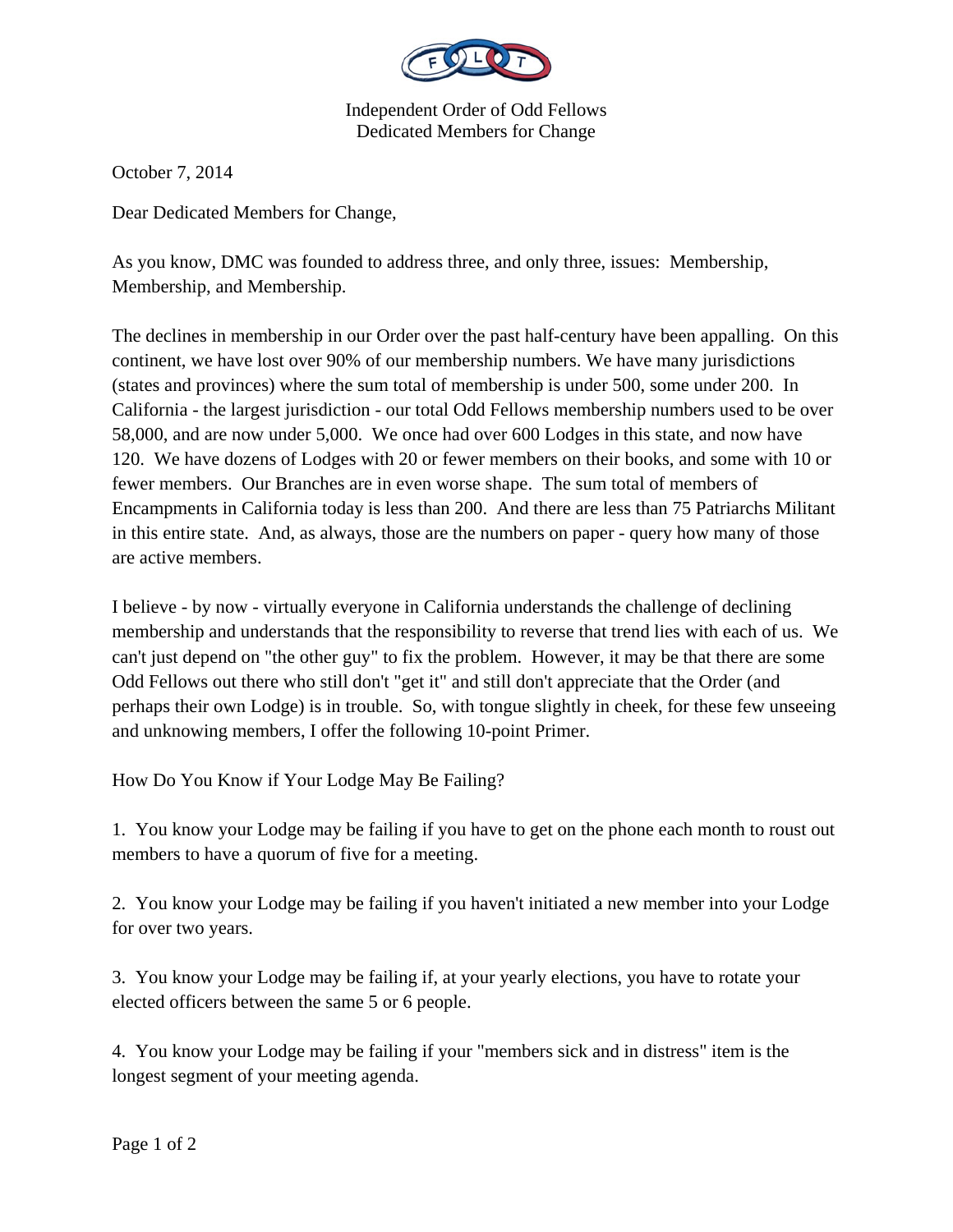Independent Order of Odd Fellows
Dedicated Members for Change

October 7, 2014

Dear Dedicated Members for Change,

As you know, DMC was founded to address three, and only three, issues: Membership, Membership, and Membership.

The declines in membership in our Order over the past half-century have been appalling. On this continent, we have lost over 90% of our membership numbers. We have many jurisdictions (states and provinces) where the sum total of membership is under 500, some under 200. In California - the largest jurisdiction - our total Odd Fellows membership numbers used to be over 58,000, and are now under 5,000. We once had over 600 Lodges in this state, and now have 120. We have dozens of Lodges with 20 or fewer members on their books, and some with 10 or fewer members. Our Branches are in even worse shape. The sum total of members of Encampments in California today is less than 200. And there are less than 75 Patriarchs Militant in this entire state. And, as always, those are the numbers on paper - query how many of those are active members.

I believe - by now - virtually everyone in California understands the challenge of declining membership and understands that the responsibility to reverse that trend lies with each of us. We can't just depend on "the other guy" to fix the problem. However, it may be that there are some Odd Fellows out there who still don't "get it" and still don't appreciate that the Order (and perhaps their own Lodge) is in trouble. So, with tongue slightly in cheek, for these few unseeing and unknowing members, I offer the following 10-point Primer.

How Do You Know if Your Lodge May Be Failing?

1. You know your Lodge may be failing if you have to get on the phone each month to roust out members to have a quorum of five for a meeting.

2. You know your Lodge may be failing if you haven't initiated a new member into your Lodge for over two years.

3. You know your Lodge may be failing if, at your yearly elections, you have to rotate your elected officers between the same 5 or 6 people.

4. You know your Lodge may be failing if your "members sick and in distress" item is the longest segment of your meeting agenda.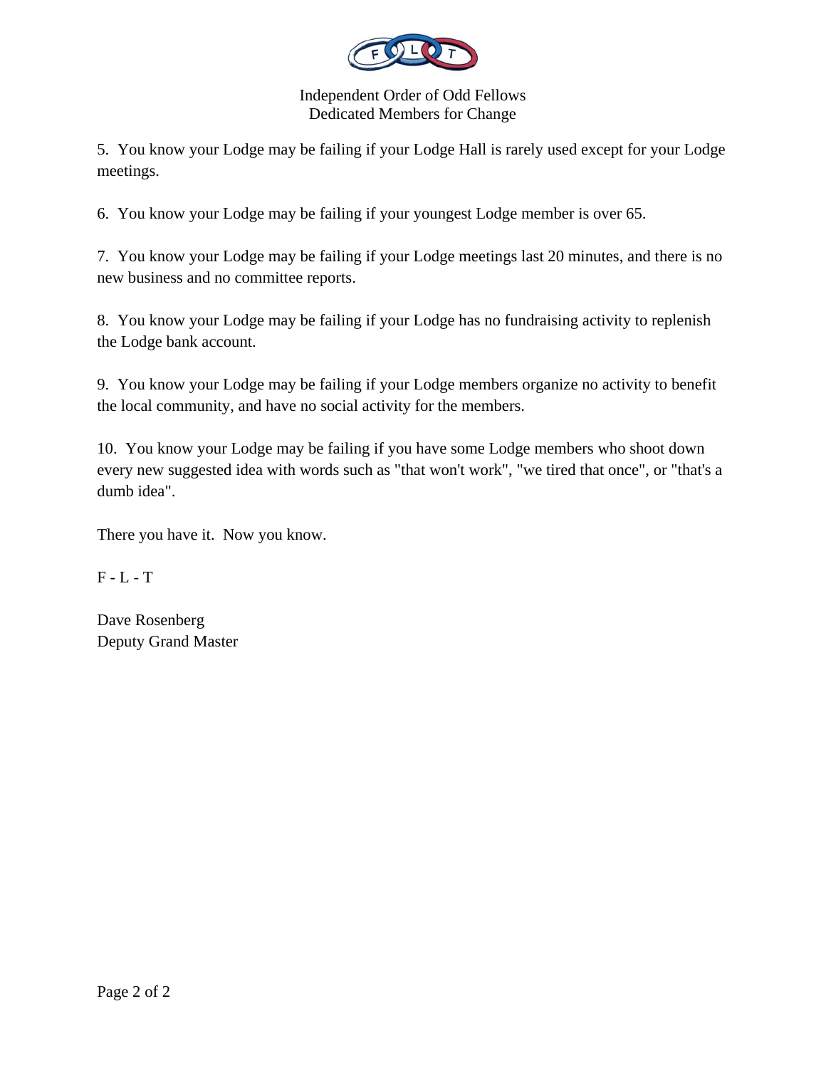Independent Order of Odd Fellows
Dedicated Members for Change

5. You know your Lodge may be failing if your Lodge Hall is rarely used except for your Lodge meetings.

6. You know your Lodge may be failing if your youngest Lodge member is over 65.

7. You know your Lodge may be failing if your Lodge meetings last 20 minutes, and there is no new business and no committee reports.

8. You know your Lodge may be failing if your Lodge has no fundraising activity to replenish the Lodge bank account.

9. You know your Lodge may be failing if your Lodge members organize no activity to benefit the local community, and have no social activity for the members.

10. You know your Lodge may be failing if you have some Lodge members who shoot down every new suggested idea with words such as "that won't work", "we tired that once", or "that's a dumb idea".

There you have it. Now you know.

F - L - T

Dave Rosenberg
Deputy Grand Master